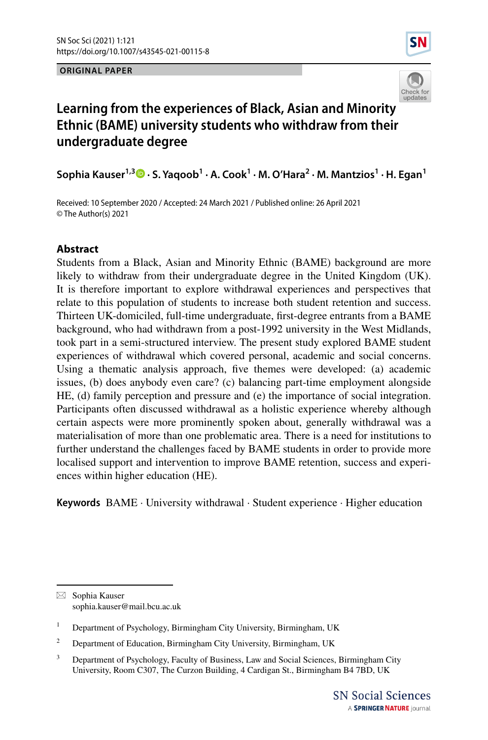ORIGINAL PAPER

# Learning from the experiences of Black, Asian and Minority Ethnic (BAME) university students who withdraw from their undergraduate degree

**Sophia Kauser[1,3] · S. Yaqoob[1] · A. Cook[1] · M. O'Hara[2] · M. Mantzios[1] · H. Egan[1]**

Received: 10 September 2020 / Accepted: 24 March 2021 / Published online: 26 April 2021
© The Author(s) 2021

## Abstract

Students from a Black, Asian and Minority Ethnic (BAME) background are more likely to withdraw from their undergraduate degree in the United Kingdom (UK). It is therefore important to explore withdrawal experiences and perspectives that relate to this population of students to increase both student retention and success. Thirteen UK-domiciled, full-time undergraduate, first-degree entrants from a BAME background, who had withdrawn from a post-1992 university in the West Midlands, took part in a semi-structured interview. The present study explored BAME student experiences of withdrawal which covered personal, academic and social concerns. Using a thematic analysis approach, five themes were developed: (a) academic issues, (b) does anybody even care? (c) balancing part-time employment alongside HE, (d) family perception and pressure and (e) the importance of social integration. Participants often discussed withdrawal as a holistic experience whereby although certain aspects were more prominently spoken about, generally withdrawal was a materialisation of more than one problematic area. There is a need for institutions to further understand the challenges faced by BAME students in order to provide more localised support and intervention to improve BAME retention, success and experiences within higher education (HE).

**Keywords** BAME · University withdrawal · Student experience · Higher education

---

✉ Sophia Kauser
sophia.kauser@mail.bcu.ac.uk

[1] Department of Psychology, Birmingham City University, Birmingham, UK

[2] Department of Education, Birmingham City University, Birmingham, UK

[3] Department of Psychology, Faculty of Business, Law and Social Sciences, Birmingham City University, Room C307, The Curzon Building, 4 Cardigan St., Birmingham B4 7BD, UK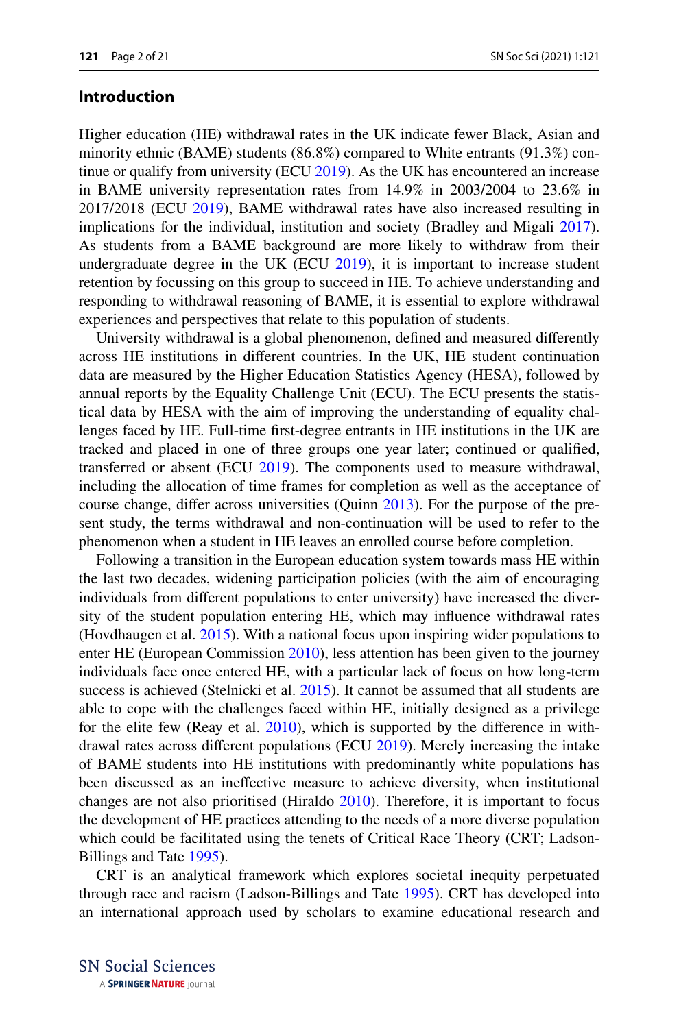## Introduction

Higher education (HE) withdrawal rates in the UK indicate fewer Black, Asian and minority ethnic (BAME) students (86.8%) compared to White entrants (91.3%) continue or qualify from university (ECU 2019). As the UK has encountered an increase in BAME university representation rates from 14.9% in 2003/2004 to 23.6% in 2017/2018 (ECU 2019), BAME withdrawal rates have also increased resulting in implications for the individual, institution and society (Bradley and Migali 2017). As students from a BAME background are more likely to withdraw from their undergraduate degree in the UK (ECU 2019), it is important to increase student retention by focussing on this group to succeed in HE. To achieve understanding and responding to withdrawal reasoning of BAME, it is essential to explore withdrawal experiences and perspectives that relate to this population of students.

University withdrawal is a global phenomenon, defined and measured differently across HE institutions in different countries. In the UK, HE student continuation data are measured by the Higher Education Statistics Agency (HESA), followed by annual reports by the Equality Challenge Unit (ECU). The ECU presents the statistical data by HESA with the aim of improving the understanding of equality challenges faced by HE. Full-time first-degree entrants in HE institutions in the UK are tracked and placed in one of three groups one year later; continued or qualified, transferred or absent (ECU 2019). The components used to measure withdrawal, including the allocation of time frames for completion as well as the acceptance of course change, differ across universities (Quinn 2013). For the purpose of the present study, the terms withdrawal and non-continuation will be used to refer to the phenomenon when a student in HE leaves an enrolled course before completion.

Following a transition in the European education system towards mass HE within the last two decades, widening participation policies (with the aim of encouraging individuals from different populations to enter university) have increased the diversity of the student population entering HE, which may influence withdrawal rates (Hovdhaugen et al. 2015). With a national focus upon inspiring wider populations to enter HE (European Commission 2010), less attention has been given to the journey individuals face once entered HE, with a particular lack of focus on how long-term success is achieved (Stelnicki et al. 2015). It cannot be assumed that all students are able to cope with the challenges faced within HE, initially designed as a privilege for the elite few (Reay et al. 2010), which is supported by the difference in withdrawal rates across different populations (ECU 2019). Merely increasing the intake of BAME students into HE institutions with predominantly white populations has been discussed as an ineffective measure to achieve diversity, when institutional changes are not also prioritised (Hiraldo 2010). Therefore, it is important to focus the development of HE practices attending to the needs of a more diverse population which could be facilitated using the tenets of Critical Race Theory (CRT; Ladson-Billings and Tate 1995).

CRT is an analytical framework which explores societal inequity perpetuated through race and racism (Ladson-Billings and Tate 1995). CRT has developed into an international approach used by scholars to examine educational research and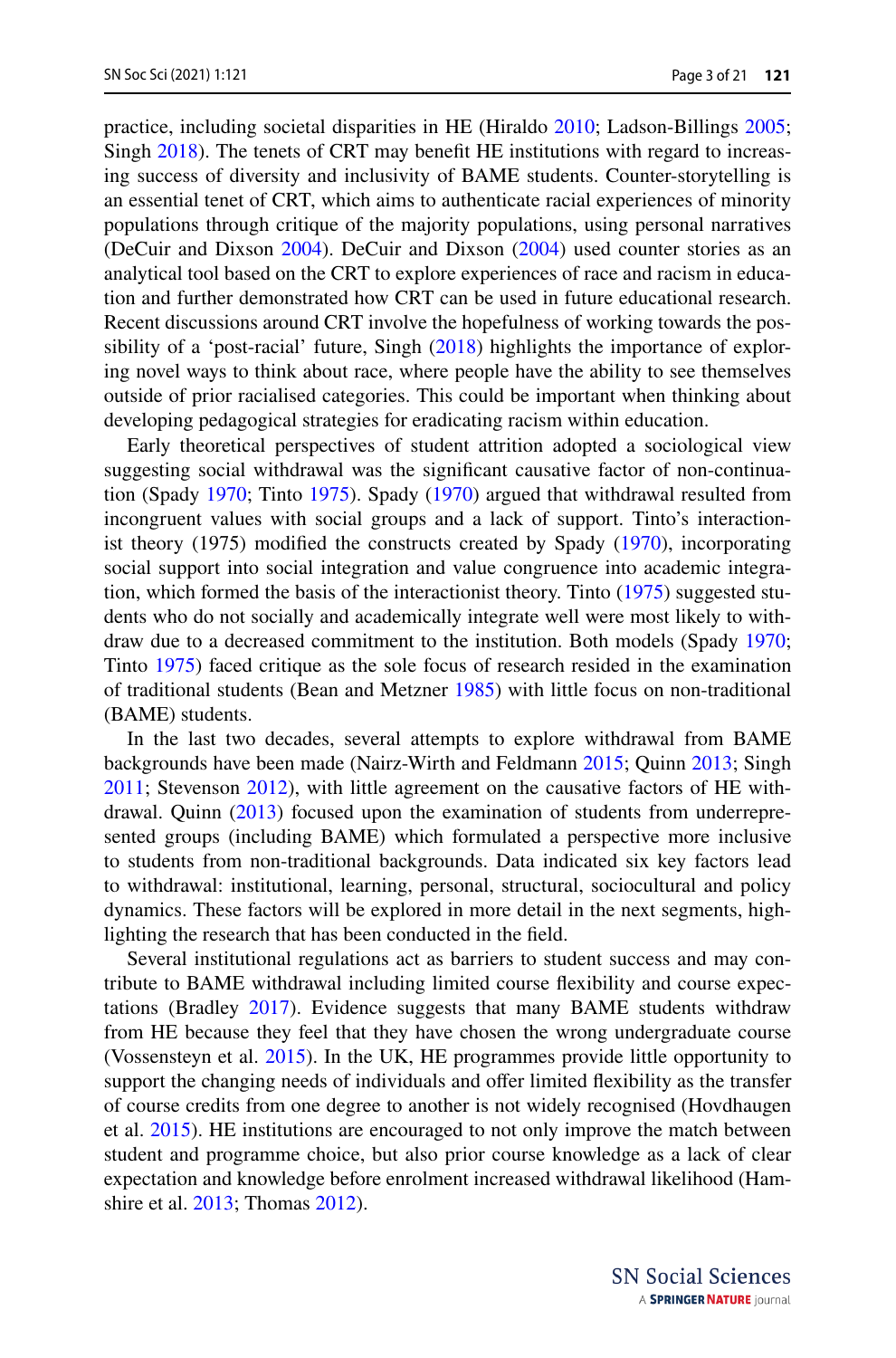practice, including societal disparities in HE (Hiraldo 2010; Ladson-Billings 2005; Singh 2018). The tenets of CRT may benefit HE institutions with regard to increasing success of diversity and inclusivity of BAME students. Counter-storytelling is an essential tenet of CRT, which aims to authenticate racial experiences of minority populations through critique of the majority populations, using personal narratives (DeCuir and Dixson 2004). DeCuir and Dixson (2004) used counter stories as an analytical tool based on the CRT to explore experiences of race and racism in education and further demonstrated how CRT can be used in future educational research. Recent discussions around CRT involve the hopefulness of working towards the possibility of a 'post-racial' future, Singh (2018) highlights the importance of exploring novel ways to think about race, where people have the ability to see themselves outside of prior racialised categories. This could be important when thinking about developing pedagogical strategies for eradicating racism within education.

Early theoretical perspectives of student attrition adopted a sociological view suggesting social withdrawal was the significant causative factor of non-continuation (Spady 1970; Tinto 1975). Spady (1970) argued that withdrawal resulted from incongruent values with social groups and a lack of support. Tinto's interactionist theory (1975) modified the constructs created by Spady (1970), incorporating social support into social integration and value congruence into academic integration, which formed the basis of the interactionist theory. Tinto (1975) suggested students who do not socially and academically integrate well were most likely to withdraw due to a decreased commitment to the institution. Both models (Spady 1970; Tinto 1975) faced critique as the sole focus of research resided in the examination of traditional students (Bean and Metzner 1985) with little focus on non-traditional (BAME) students.

In the last two decades, several attempts to explore withdrawal from BAME backgrounds have been made (Nairz-Wirth and Feldmann 2015; Quinn 2013; Singh 2011; Stevenson 2012), with little agreement on the causative factors of HE withdrawal. Quinn (2013) focused upon the examination of students from underrepresented groups (including BAME) which formulated a perspective more inclusive to students from non-traditional backgrounds. Data indicated six key factors lead to withdrawal: institutional, learning, personal, structural, sociocultural and policy dynamics. These factors will be explored in more detail in the next segments, highlighting the research that has been conducted in the field.

Several institutional regulations act as barriers to student success and may contribute to BAME withdrawal including limited course flexibility and course expectations (Bradley 2017). Evidence suggests that many BAME students withdraw from HE because they feel that they have chosen the wrong undergraduate course (Vossensteyn et al. 2015). In the UK, HE programmes provide little opportunity to support the changing needs of individuals and offer limited flexibility as the transfer of course credits from one degree to another is not widely recognised (Hovdhaugen et al. 2015). HE institutions are encouraged to not only improve the match between student and programme choice, but also prior course knowledge as a lack of clear expectation and knowledge before enrolment increased withdrawal likelihood (Hamshire et al. 2013; Thomas 2012).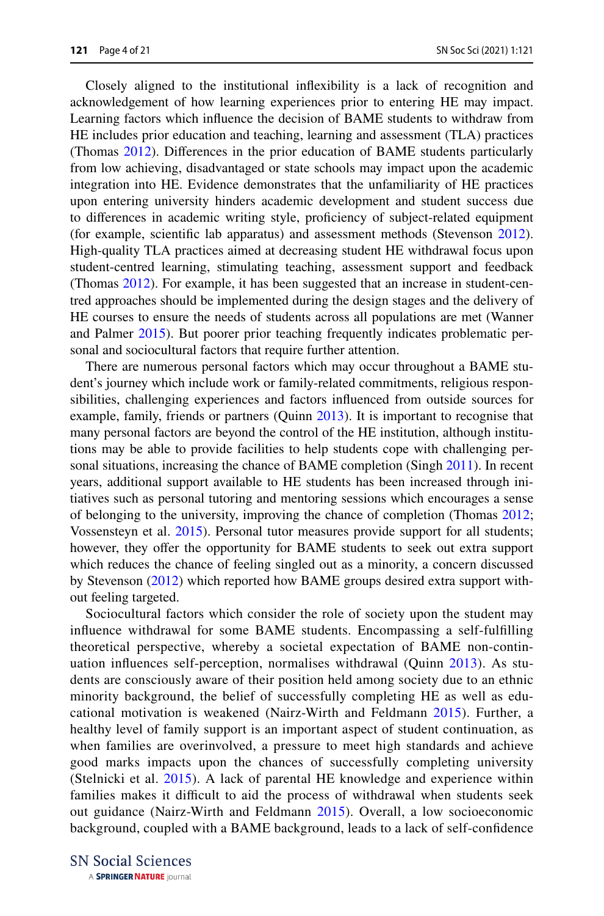Closely aligned to the institutional inflexibility is a lack of recognition and acknowledgement of how learning experiences prior to entering HE may impact. Learning factors which influence the decision of BAME students to withdraw from HE includes prior education and teaching, learning and assessment (TLA) practices (Thomas 2012). Differences in the prior education of BAME students particularly from low achieving, disadvantaged or state schools may impact upon the academic integration into HE. Evidence demonstrates that the unfamiliarity of HE practices upon entering university hinders academic development and student success due to differences in academic writing style, proficiency of subject-related equipment (for example, scientific lab apparatus) and assessment methods (Stevenson 2012). High-quality TLA practices aimed at decreasing student HE withdrawal focus upon student-centred learning, stimulating teaching, assessment support and feedback (Thomas 2012). For example, it has been suggested that an increase in student-centred approaches should be implemented during the design stages and the delivery of HE courses to ensure the needs of students across all populations are met (Wanner and Palmer 2015). But poorer prior teaching frequently indicates problematic personal and sociocultural factors that require further attention.

There are numerous personal factors which may occur throughout a BAME student's journey which include work or family-related commitments, religious responsibilities, challenging experiences and factors influenced from outside sources for example, family, friends or partners (Quinn 2013). It is important to recognise that many personal factors are beyond the control of the HE institution, although institutions may be able to provide facilities to help students cope with challenging personal situations, increasing the chance of BAME completion (Singh 2011). In recent years, additional support available to HE students has been increased through initiatives such as personal tutoring and mentoring sessions which encourages a sense of belonging to the university, improving the chance of completion (Thomas 2012; Vossensteyn et al. 2015). Personal tutor measures provide support for all students; however, they offer the opportunity for BAME students to seek out extra support which reduces the chance of feeling singled out as a minority, a concern discussed by Stevenson (2012) which reported how BAME groups desired extra support without feeling targeted.

Sociocultural factors which consider the role of society upon the student may influence withdrawal for some BAME students. Encompassing a self-fulfilling theoretical perspective, whereby a societal expectation of BAME non-continuation influences self-perception, normalises withdrawal (Quinn 2013). As students are consciously aware of their position held among society due to an ethnic minority background, the belief of successfully completing HE as well as educational motivation is weakened (Nairz-Wirth and Feldmann 2015). Further, a healthy level of family support is an important aspect of student continuation, as when families are overinvolved, a pressure to meet high standards and achieve good marks impacts upon the chances of successfully completing university (Stelnicki et al. 2015). A lack of parental HE knowledge and experience within families makes it difficult to aid the process of withdrawal when students seek out guidance (Nairz-Wirth and Feldmann 2015). Overall, a low socioeconomic background, coupled with a BAME background, leads to a lack of self-confidence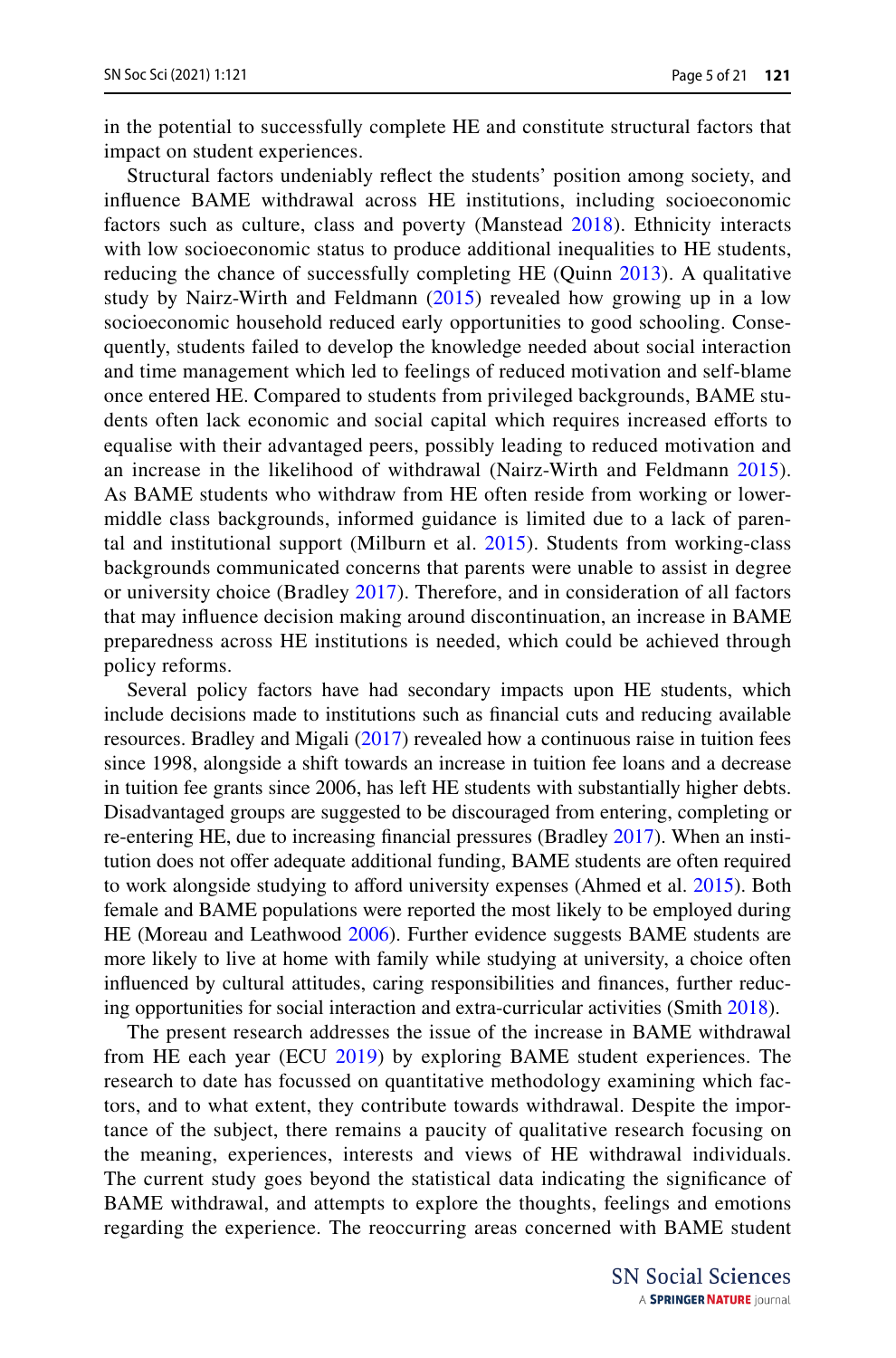in the potential to successfully complete HE and constitute structural factors that impact on student experiences.

Structural factors undeniably reflect the students' position among society, and influence BAME withdrawal across HE institutions, including socioeconomic factors such as culture, class and poverty (Manstead 2018). Ethnicity interacts with low socioeconomic status to produce additional inequalities to HE students, reducing the chance of successfully completing HE (Quinn 2013). A qualitative study by Nairz-Wirth and Feldmann (2015) revealed how growing up in a low socioeconomic household reduced early opportunities to good schooling. Consequently, students failed to develop the knowledge needed about social interaction and time management which led to feelings of reduced motivation and self-blame once entered HE. Compared to students from privileged backgrounds, BAME students often lack economic and social capital which requires increased efforts to equalise with their advantaged peers, possibly leading to reduced motivation and an increase in the likelihood of withdrawal (Nairz-Wirth and Feldmann 2015). As BAME students who withdraw from HE often reside from working or lower-middle class backgrounds, informed guidance is limited due to a lack of parental and institutional support (Milburn et al. 2015). Students from working-class backgrounds communicated concerns that parents were unable to assist in degree or university choice (Bradley 2017). Therefore, and in consideration of all factors that may influence decision making around discontinuation, an increase in BAME preparedness across HE institutions is needed, which could be achieved through policy reforms.

Several policy factors have had secondary impacts upon HE students, which include decisions made to institutions such as financial cuts and reducing available resources. Bradley and Migali (2017) revealed how a continuous raise in tuition fees since 1998, alongside a shift towards an increase in tuition fee loans and a decrease in tuition fee grants since 2006, has left HE students with substantially higher debts. Disadvantaged groups are suggested to be discouraged from entering, completing or re-entering HE, due to increasing financial pressures (Bradley 2017). When an institution does not offer adequate additional funding, BAME students are often required to work alongside studying to afford university expenses (Ahmed et al. 2015). Both female and BAME populations were reported the most likely to be employed during HE (Moreau and Leathwood 2006). Further evidence suggests BAME students are more likely to live at home with family while studying at university, a choice often influenced by cultural attitudes, caring responsibilities and finances, further reducing opportunities for social interaction and extra-curricular activities (Smith 2018).

The present research addresses the issue of the increase in BAME withdrawal from HE each year (ECU 2019) by exploring BAME student experiences. The research to date has focussed on quantitative methodology examining which factors, and to what extent, they contribute towards withdrawal. Despite the importance of the subject, there remains a paucity of qualitative research focusing on the meaning, experiences, interests and views of HE withdrawal individuals. The current study goes beyond the statistical data indicating the significance of BAME withdrawal, and attempts to explore the thoughts, feelings and emotions regarding the experience. The reoccurring areas concerned with BAME student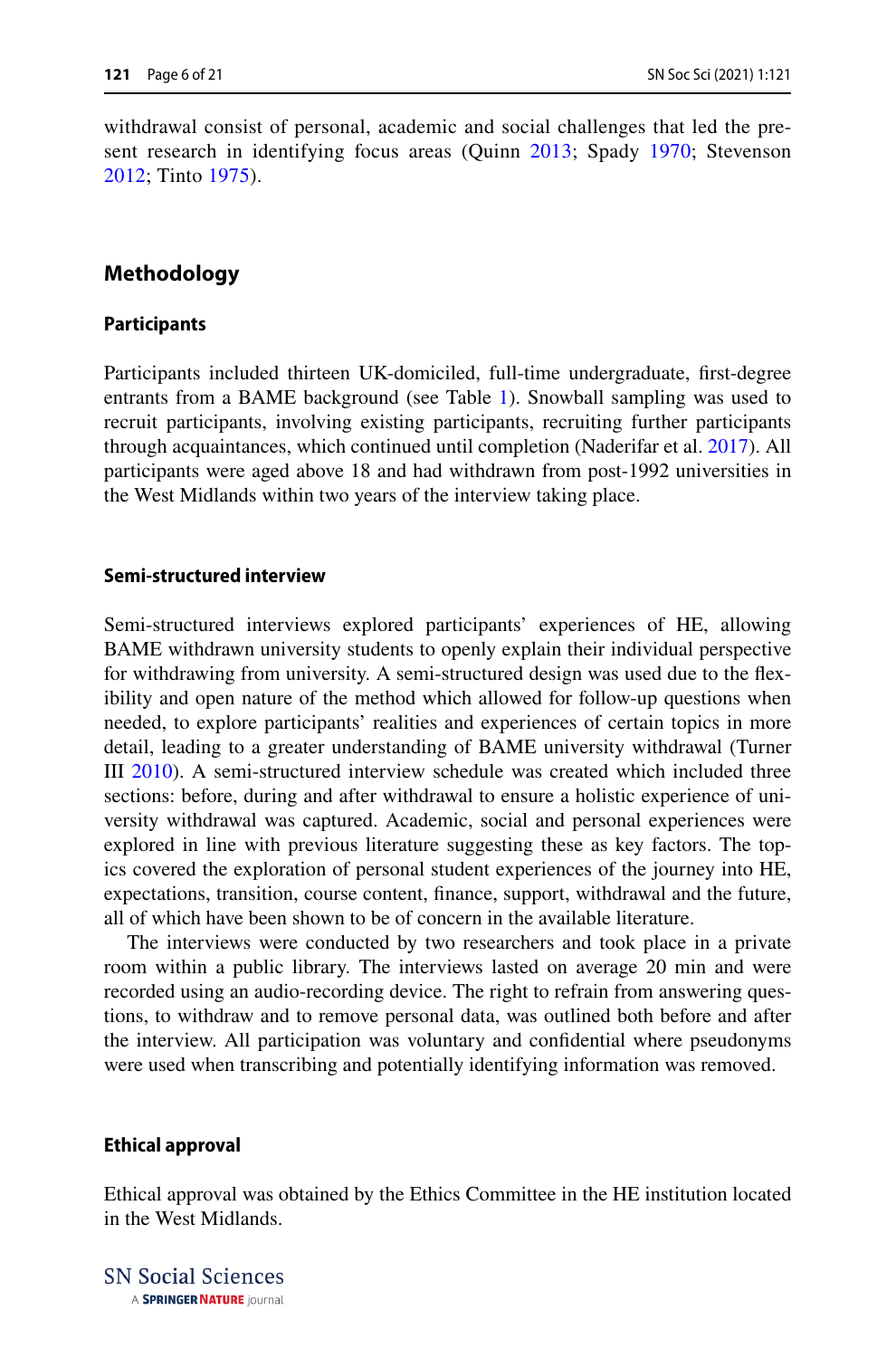withdrawal consist of personal, academic and social challenges that led the present research in identifying focus areas (Quinn 2013; Spady 1970; Stevenson 2012; Tinto 1975).

## Methodology

### Participants

Participants included thirteen UK-domiciled, full-time undergraduate, first-degree entrants from a BAME background (see Table 1). Snowball sampling was used to recruit participants, involving existing participants, recruiting further participants through acquaintances, which continued until completion (Naderifar et al. 2017). All participants were aged above 18 and had withdrawn from post-1992 universities in the West Midlands within two years of the interview taking place.

### Semi-structured interview

Semi-structured interviews explored participants' experiences of HE, allowing BAME withdrawn university students to openly explain their individual perspective for withdrawing from university. A semi-structured design was used due to the flexibility and open nature of the method which allowed for follow-up questions when needed, to explore participants' realities and experiences of certain topics in more detail, leading to a greater understanding of BAME university withdrawal (Turner III 2010). A semi-structured interview schedule was created which included three sections: before, during and after withdrawal to ensure a holistic experience of university withdrawal was captured. Academic, social and personal experiences were explored in line with previous literature suggesting these as key factors. The topics covered the exploration of personal student experiences of the journey into HE, expectations, transition, course content, finance, support, withdrawal and the future, all of which have been shown to be of concern in the available literature.

The interviews were conducted by two researchers and took place in a private room within a public library. The interviews lasted on average 20 min and were recorded using an audio-recording device. The right to refrain from answering questions, to withdraw and to remove personal data, was outlined both before and after the interview. All participation was voluntary and confidential where pseudonyms were used when transcribing and potentially identifying information was removed.

### Ethical approval

Ethical approval was obtained by the Ethics Committee in the HE institution located in the West Midlands.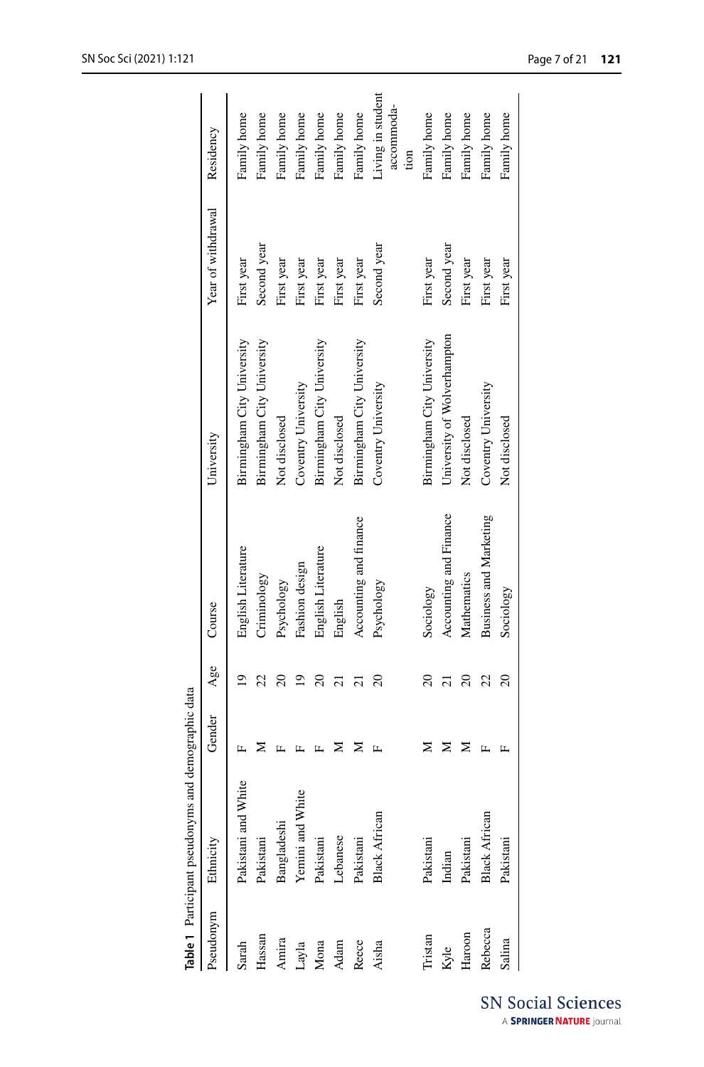**Table 1** Participant pseudonyms and demographic data

| Pseudonym | Ethnicity | Gender | Age | Course | University | Year of withdrawal | Residency |
|---|---|---|---|---|---|---|---|
| Sarah | Pakistani and White | F | 19 | English Literature | Birmingham City University | First year | Family home |
| Hassan | Pakistani | M | 22 | Criminology | Birmingham City University | Second year | Family home |
| Amira | Bangladeshi | F | 20 | Psychology | Not disclosed | First year | Family home |
| Layla | Yemini and White | F | 19 | Fashion design | Coventry University | First year | Family home |
| Mona | Pakistani | F | 20 | English Literature | Birmingham City University | First year | Family home |
| Adam | Lebanese | M | 21 | English | Not disclosed | First year | Family home |
| Reece | Pakistani | M | 21 | Accounting and finance | Birmingham City University | First year | Family home |
| Aisha | Black African | F | 20 | Psychology | Coventry University | Second year | Living in student accommodation |
| Tristan | Pakistani | M | 20 | Sociology | Birmingham City University | First year | Family home |
| Kyle | Indian | M | 21 | Accounting and Finance | University of Wolverhampton | Second year | Family home |
| Haroon | Pakistani | M | 20 | Mathematics | Not disclosed | First year | Family home |
| Rebecca | Black African | F | 22 | Business and Marketing | Coventry University | First year | Family home |
| Salina | Pakistani | F | 20 | Sociology | Not disclosed | First year | Family home |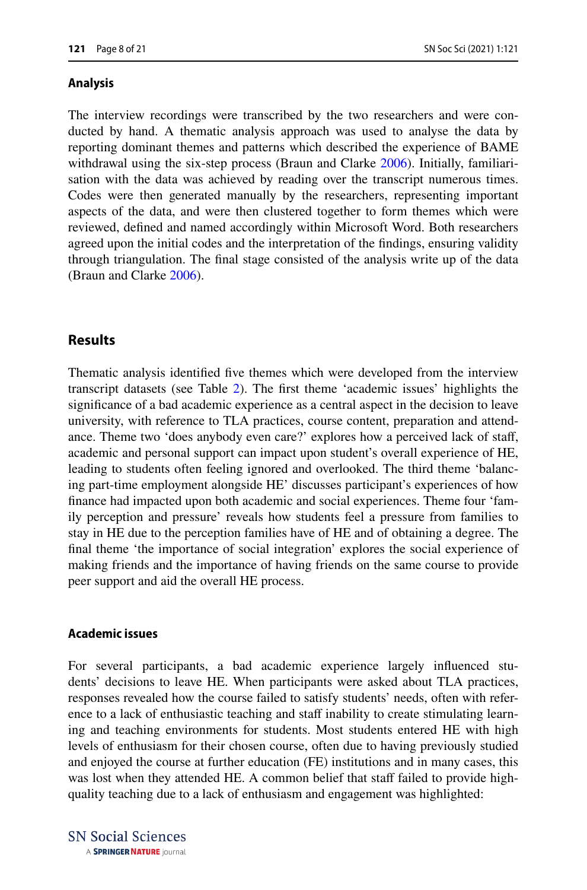### Analysis

The interview recordings were transcribed by the two researchers and were conducted by hand. A thematic analysis approach was used to analyse the data by reporting dominant themes and patterns which described the experience of BAME withdrawal using the six-step process (Braun and Clarke 2006). Initially, familiarisation with the data was achieved by reading over the transcript numerous times. Codes were then generated manually by the researchers, representing important aspects of the data, and were then clustered together to form themes which were reviewed, defined and named accordingly within Microsoft Word. Both researchers agreed upon the initial codes and the interpretation of the findings, ensuring validity through triangulation. The final stage consisted of the analysis write up of the data (Braun and Clarke 2006).

## Results

Thematic analysis identified five themes which were developed from the interview transcript datasets (see Table 2). The first theme 'academic issues' highlights the significance of a bad academic experience as a central aspect in the decision to leave university, with reference to TLA practices, course content, preparation and attendance. Theme two 'does anybody even care?' explores how a perceived lack of staff, academic and personal support can impact upon student's overall experience of HE, leading to students often feeling ignored and overlooked. The third theme 'balancing part-time employment alongside HE' discusses participant's experiences of how finance had impacted upon both academic and social experiences. Theme four 'family perception and pressure' reveals how students feel a pressure from families to stay in HE due to the perception families have of HE and of obtaining a degree. The final theme 'the importance of social integration' explores the social experience of making friends and the importance of having friends on the same course to provide peer support and aid the overall HE process.

### Academic issues

For several participants, a bad academic experience largely influenced students' decisions to leave HE. When participants were asked about TLA practices, responses revealed how the course failed to satisfy students' needs, often with reference to a lack of enthusiastic teaching and staff inability to create stimulating learning and teaching environments for students. Most students entered HE with high levels of enthusiasm for their chosen course, often due to having previously studied and enjoyed the course at further education (FE) institutions and in many cases, this was lost when they attended HE. A common belief that staff failed to provide high-quality teaching due to a lack of enthusiasm and engagement was highlighted: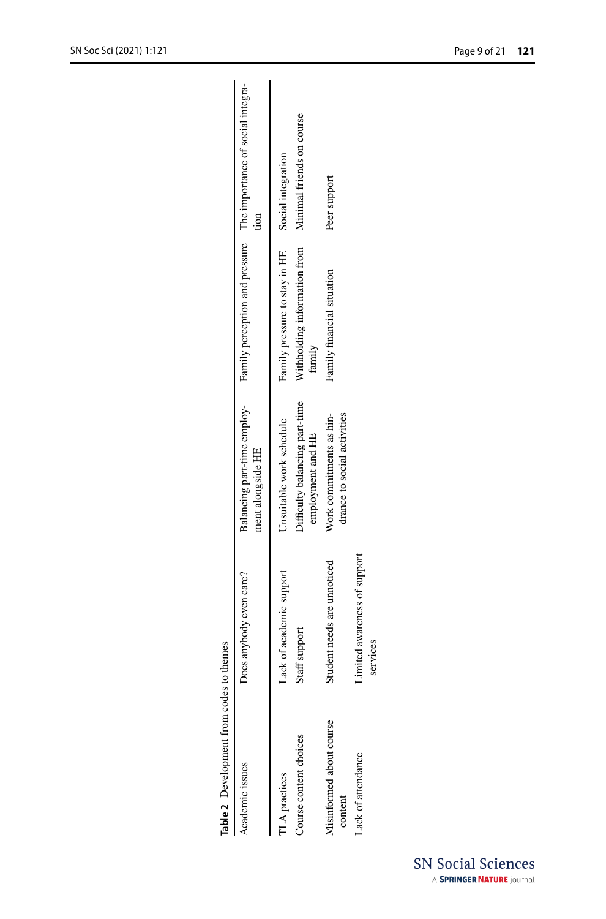**Table 2** Development from codes to themes

| Academic issues | Does anybody even care? | Balancing part-time employment alongside HE | Family perception and pressure | The importance of social integration |
|---|---|---|---|---|
| TLA practices | Lack of academic support | Unsuitable work schedule | Family pressure to stay in HE | Social integration |
| Course content choices | Staff support | Difficulty balancing part-time employment and HE | Withholding information from family | Minimal friends on course |
| Misinformed about course content | Student needs are unnoticed | Work commitments as hindrance to social activities | Family financial situation | Peer support |
| Lack of attendance | Limited awareness of support services | | | |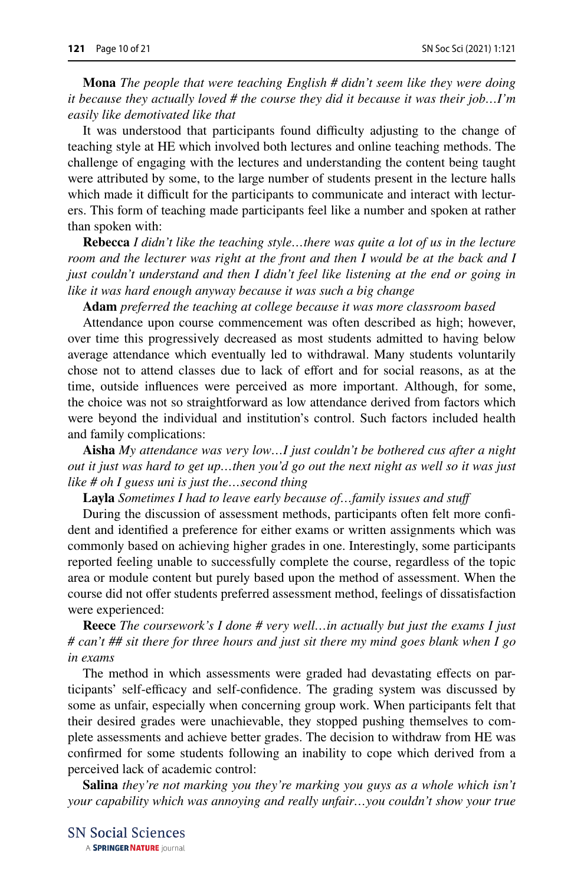**Mona** *The people that were teaching English # didn't seem like they were doing it because they actually loved # the course they did it because it was their job…I'm easily like demotivated like that*

It was understood that participants found difficulty adjusting to the change of teaching style at HE which involved both lectures and online teaching methods. The challenge of engaging with the lectures and understanding the content being taught were attributed by some, to the large number of students present in the lecture halls which made it difficult for the participants to communicate and interact with lecturers. This form of teaching made participants feel like a number and spoken at rather than spoken with:

**Rebecca** *I didn't like the teaching style…there was quite a lot of us in the lecture room and the lecturer was right at the front and then I would be at the back and I just couldn't understand and then I didn't feel like listening at the end or going in like it was hard enough anyway because it was such a big change*

**Adam** *preferred the teaching at college because it was more classroom based*

Attendance upon course commencement was often described as high; however, over time this progressively decreased as most students admitted to having below average attendance which eventually led to withdrawal. Many students voluntarily chose not to attend classes due to lack of effort and for social reasons, as at the time, outside influences were perceived as more important. Although, for some, the choice was not so straightforward as low attendance derived from factors which were beyond the individual and institution's control. Such factors included health and family complications:

**Aisha** *My attendance was very low…I just couldn't be bothered cus after a night out it just was hard to get up…then you'd go out the next night as well so it was just like # oh I guess uni is just the…second thing*

**Layla** *Sometimes I had to leave early because of…family issues and stuff*

During the discussion of assessment methods, participants often felt more confident and identified a preference for either exams or written assignments which was commonly based on achieving higher grades in one. Interestingly, some participants reported feeling unable to successfully complete the course, regardless of the topic area or module content but purely based upon the method of assessment. When the course did not offer students preferred assessment method, feelings of dissatisfaction were experienced:

**Reece** *The coursework's I done # very well…in actually but just the exams I just # can't ## sit there for three hours and just sit there my mind goes blank when I go in exams*

The method in which assessments were graded had devastating effects on participants' self-efficacy and self-confidence. The grading system was discussed by some as unfair, especially when concerning group work. When participants felt that their desired grades were unachievable, they stopped pushing themselves to complete assessments and achieve better grades. The decision to withdraw from HE was confirmed for some students following an inability to cope which derived from a perceived lack of academic control:

**Salina** *they're not marking you they're marking you guys as a whole which isn't your capability which was annoying and really unfair…you couldn't show your true*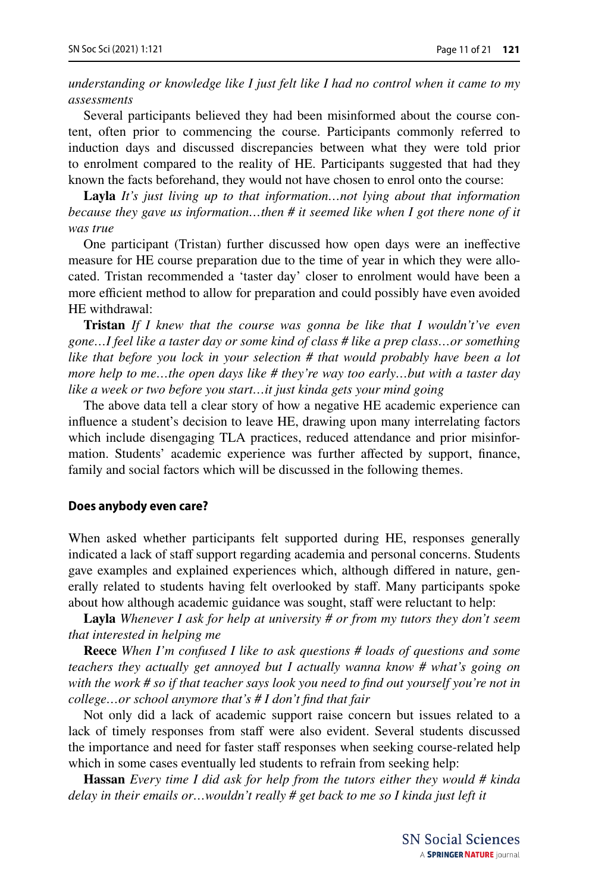*understanding or knowledge like I just felt like I had no control when it came to my assessments*

Several participants believed they had been misinformed about the course content, often prior to commencing the course. Participants commonly referred to induction days and discussed discrepancies between what they were told prior to enrolment compared to the reality of HE. Participants suggested that had they known the facts beforehand, they would not have chosen to enrol onto the course:

**Layla** *It's just living up to that information…not lying about that information because they gave us information…then # it seemed like when I got there none of it was true*

One participant (Tristan) further discussed how open days were an ineffective measure for HE course preparation due to the time of year in which they were allocated. Tristan recommended a 'taster day' closer to enrolment would have been a more efficient method to allow for preparation and could possibly have even avoided HE withdrawal:

**Tristan** *If I knew that the course was gonna be like that I wouldn't've even gone…I feel like a taster day or some kind of class # like a prep class…or something like that before you lock in your selection # that would probably have been a lot more help to me…the open days like # they're way too early…but with a taster day like a week or two before you start…it just kinda gets your mind going*

The above data tell a clear story of how a negative HE academic experience can influence a student's decision to leave HE, drawing upon many interrelating factors which include disengaging TLA practices, reduced attendance and prior misinformation. Students' academic experience was further affected by support, finance, family and social factors which will be discussed in the following themes.

#### Does anybody even care?

When asked whether participants felt supported during HE, responses generally indicated a lack of staff support regarding academia and personal concerns. Students gave examples and explained experiences which, although differed in nature, generally related to students having felt overlooked by staff. Many participants spoke about how although academic guidance was sought, staff were reluctant to help:

**Layla** *Whenever I ask for help at university # or from my tutors they don't seem that interested in helping me*

**Reece** *When I'm confused I like to ask questions # loads of questions and some teachers they actually get annoyed but I actually wanna know # what's going on with the work # so if that teacher says look you need to find out yourself you're not in college…or school anymore that's # I don't find that fair*

Not only did a lack of academic support raise concern but issues related to a lack of timely responses from staff were also evident. Several students discussed the importance and need for faster staff responses when seeking course-related help which in some cases eventually led students to refrain from seeking help:

**Hassan** *Every time I did ask for help from the tutors either they would # kinda delay in their emails or…wouldn't really # get back to me so I kinda just left it*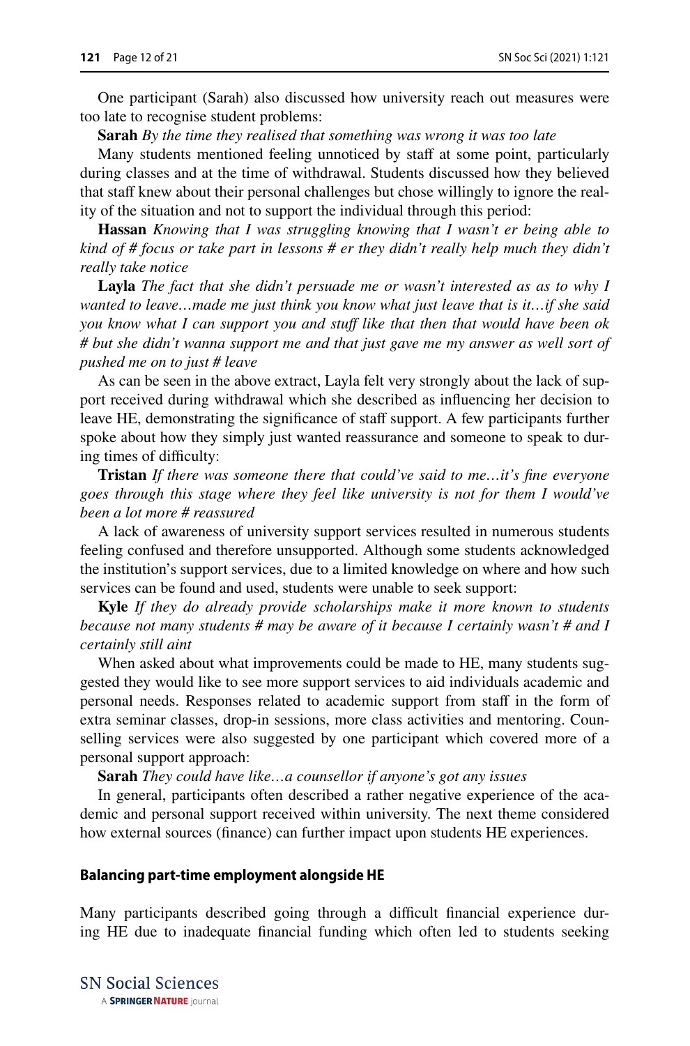One participant (Sarah) also discussed how university reach out measures were too late to recognise student problems:

**Sarah** *By the time they realised that something was wrong it was too late*

Many students mentioned feeling unnoticed by staff at some point, particularly during classes and at the time of withdrawal. Students discussed how they believed that staff knew about their personal challenges but chose willingly to ignore the reality of the situation and not to support the individual through this period:

**Hassan** *Knowing that I was struggling knowing that I wasn't er being able to kind of # focus or take part in lessons # er they didn't really help much they didn't really take notice*

**Layla** *The fact that she didn't persuade me or wasn't interested as as to why I wanted to leave…made me just think you know what just leave that is it…if she said you know what I can support you and stuff like that then that would have been ok # but she didn't wanna support me and that just gave me my answer as well sort of pushed me on to just # leave*

As can be seen in the above extract, Layla felt very strongly about the lack of support received during withdrawal which she described as influencing her decision to leave HE, demonstrating the significance of staff support. A few participants further spoke about how they simply just wanted reassurance and someone to speak to during times of difficulty:

**Tristan** *If there was someone there that could've said to me…it's fine everyone goes through this stage where they feel like university is not for them I would've been a lot more # reassured*

A lack of awareness of university support services resulted in numerous students feeling confused and therefore unsupported. Although some students acknowledged the institution's support services, due to a limited knowledge on where and how such services can be found and used, students were unable to seek support:

**Kyle** *If they do already provide scholarships make it more known to students because not many students # may be aware of it because I certainly wasn't # and I certainly still aint*

When asked about what improvements could be made to HE, many students suggested they would like to see more support services to aid individuals academic and personal needs. Responses related to academic support from staff in the form of extra seminar classes, drop-in sessions, more class activities and mentoring. Counselling services were also suggested by one participant which covered more of a personal support approach:

**Sarah** *They could have like…a counsellor if anyone's got any issues*

In general, participants often described a rather negative experience of the academic and personal support received within university. The next theme considered how external sources (finance) can further impact upon students HE experiences.

#### Balancing part-time employment alongside HE

Many participants described going through a difficult financial experience during HE due to inadequate financial funding which often led to students seeking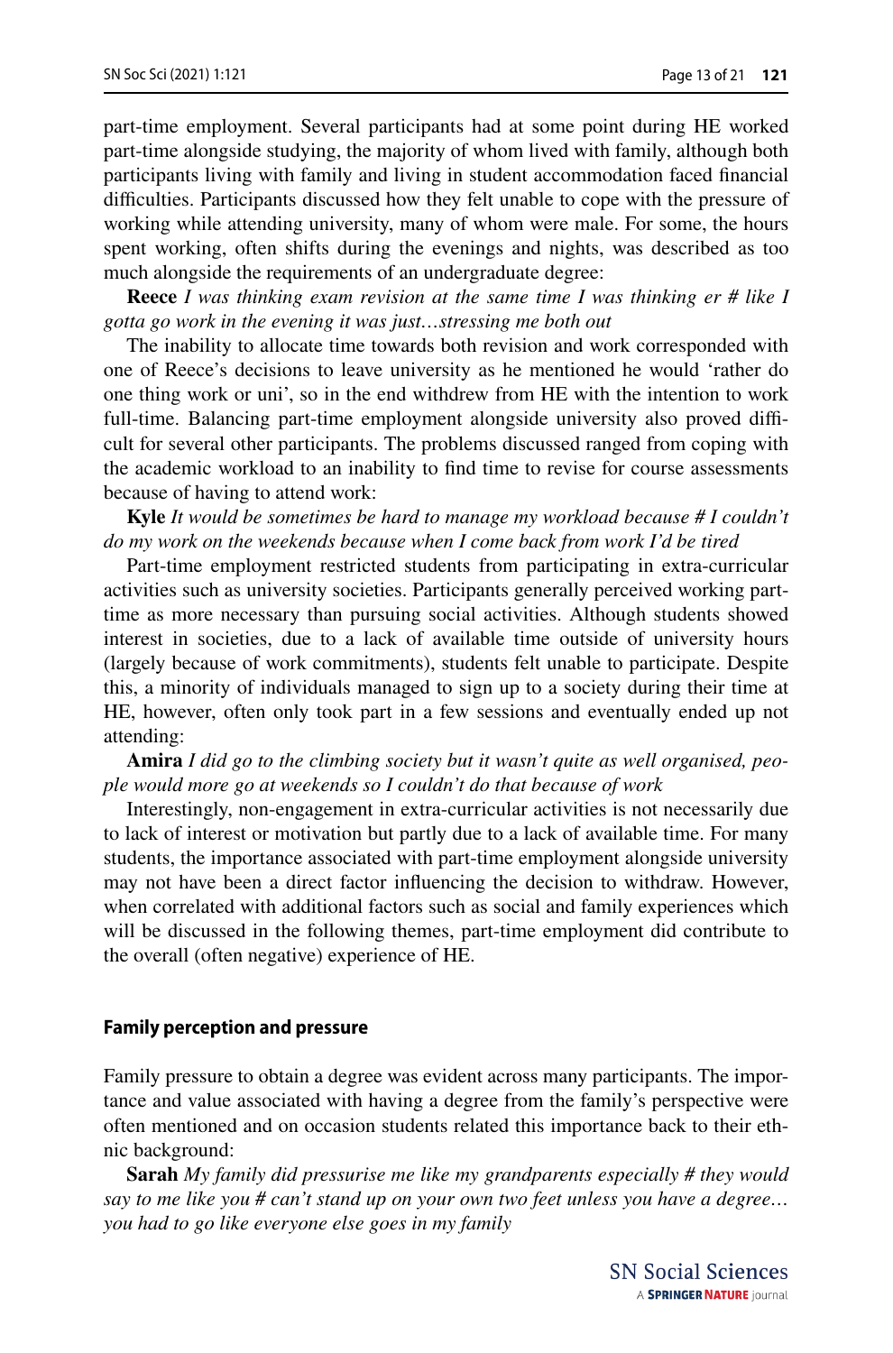part-time employment. Several participants had at some point during HE worked part-time alongside studying, the majority of whom lived with family, although both participants living with family and living in student accommodation faced financial difficulties. Participants discussed how they felt unable to cope with the pressure of working while attending university, many of whom were male. For some, the hours spent working, often shifts during the evenings and nights, was described as too much alongside the requirements of an undergraduate degree:

**Reece** *I was thinking exam revision at the same time I was thinking er # like I gotta go work in the evening it was just…stressing me both out*

The inability to allocate time towards both revision and work corresponded with one of Reece's decisions to leave university as he mentioned he would 'rather do one thing work or uni', so in the end withdrew from HE with the intention to work full-time. Balancing part-time employment alongside university also proved difficult for several other participants. The problems discussed ranged from coping with the academic workload to an inability to find time to revise for course assessments because of having to attend work:

**Kyle** *It would be sometimes be hard to manage my workload because # I couldn't do my work on the weekends because when I come back from work I'd be tired*

Part-time employment restricted students from participating in extra-curricular activities such as university societies. Participants generally perceived working part-time as more necessary than pursuing social activities. Although students showed interest in societies, due to a lack of available time outside of university hours (largely because of work commitments), students felt unable to participate. Despite this, a minority of individuals managed to sign up to a society during their time at HE, however, often only took part in a few sessions and eventually ended up not attending:

**Amira** *I did go to the climbing society but it wasn't quite as well organised, people would more go at weekends so I couldn't do that because of work*

Interestingly, non-engagement in extra-curricular activities is not necessarily due to lack of interest or motivation but partly due to a lack of available time. For many students, the importance associated with part-time employment alongside university may not have been a direct factor influencing the decision to withdraw. However, when correlated with additional factors such as social and family experiences which will be discussed in the following themes, part-time employment did contribute to the overall (often negative) experience of HE.

### Family perception and pressure

Family pressure to obtain a degree was evident across many participants. The importance and value associated with having a degree from the family's perspective were often mentioned and on occasion students related this importance back to their ethnic background:

**Sarah** *My family did pressurise me like my grandparents especially # they would say to me like you # can't stand up on your own two feet unless you have a degree… you had to go like everyone else goes in my family*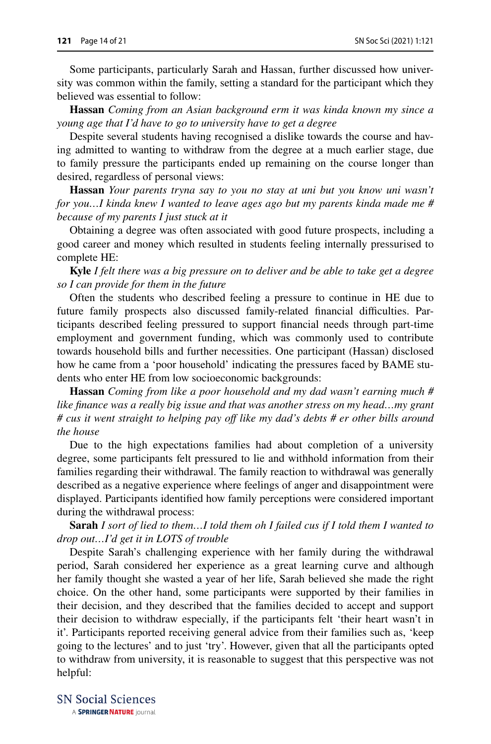Some participants, particularly Sarah and Hassan, further discussed how university was common within the family, setting a standard for the participant which they believed was essential to follow:

**Hassan** *Coming from an Asian background erm it was kinda known my since a young age that I'd have to go to university have to get a degree*

Despite several students having recognised a dislike towards the course and having admitted to wanting to withdraw from the degree at a much earlier stage, due to family pressure the participants ended up remaining on the course longer than desired, regardless of personal views:

**Hassan** *Your parents tryna say to you no stay at uni but you know uni wasn't for you…I kinda knew I wanted to leave ages ago but my parents kinda made me # because of my parents I just stuck at it*

Obtaining a degree was often associated with good future prospects, including a good career and money which resulted in students feeling internally pressurised to complete HE:

**Kyle** *I felt there was a big pressure on to deliver and be able to take get a degree so I can provide for them in the future*

Often the students who described feeling a pressure to continue in HE due to future family prospects also discussed family-related financial difficulties. Participants described feeling pressured to support financial needs through part-time employment and government funding, which was commonly used to contribute towards household bills and further necessities. One participant (Hassan) disclosed how he came from a 'poor household' indicating the pressures faced by BAME students who enter HE from low socioeconomic backgrounds:

**Hassan** *Coming from like a poor household and my dad wasn't earning much # like finance was a really big issue and that was another stress on my head…my grant # cus it went straight to helping pay off like my dad's debts # er other bills around the house*

Due to the high expectations families had about completion of a university degree, some participants felt pressured to lie and withhold information from their families regarding their withdrawal. The family reaction to withdrawal was generally described as a negative experience where feelings of anger and disappointment were displayed. Participants identified how family perceptions were considered important during the withdrawal process:

**Sarah** *I sort of lied to them…I told them oh I failed cus if I told them I wanted to drop out…I'd get it in LOTS of trouble*

Despite Sarah's challenging experience with her family during the withdrawal period, Sarah considered her experience as a great learning curve and although her family thought she wasted a year of her life, Sarah believed she made the right choice. On the other hand, some participants were supported by their families in their decision, and they described that the families decided to accept and support their decision to withdraw especially, if the participants felt 'their heart wasn't in it'. Participants reported receiving general advice from their families such as, 'keep going to the lectures' and to just 'try'. However, given that all the participants opted to withdraw from university, it is reasonable to suggest that this perspective was not helpful: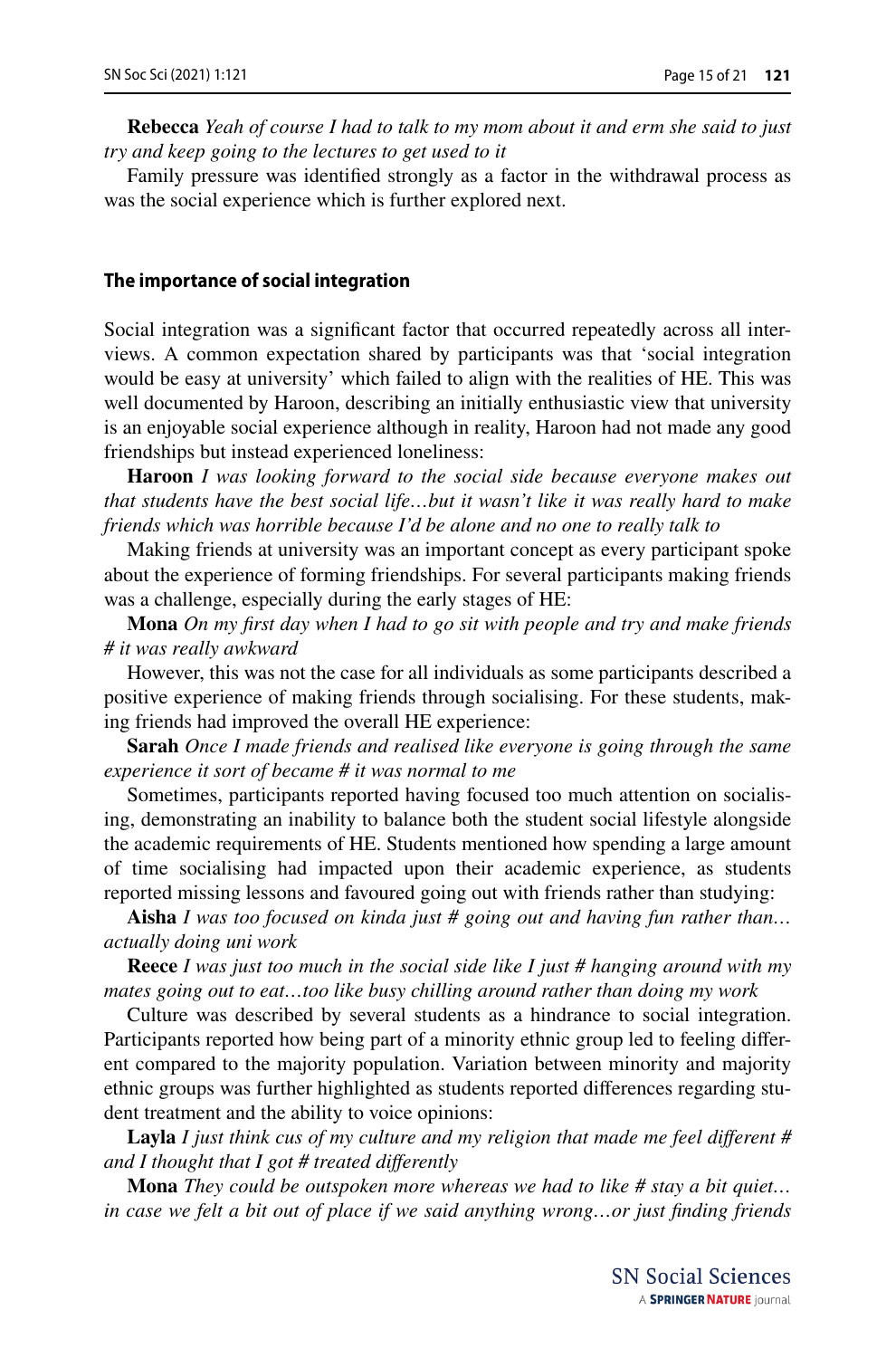**Rebecca** *Yeah of course I had to talk to my mom about it and erm she said to just try and keep going to the lectures to get used to it*

Family pressure was identified strongly as a factor in the withdrawal process as was the social experience which is further explored next.

### The importance of social integration

Social integration was a significant factor that occurred repeatedly across all interviews. A common expectation shared by participants was that 'social integration would be easy at university' which failed to align with the realities of HE. This was well documented by Haroon, describing an initially enthusiastic view that university is an enjoyable social experience although in reality, Haroon had not made any good friendships but instead experienced loneliness:

**Haroon** *I was looking forward to the social side because everyone makes out that students have the best social life…but it wasn't like it was really hard to make friends which was horrible because I'd be alone and no one to really talk to*

Making friends at university was an important concept as every participant spoke about the experience of forming friendships. For several participants making friends was a challenge, especially during the early stages of HE:

**Mona** *On my first day when I had to go sit with people and try and make friends # it was really awkward*

However, this was not the case for all individuals as some participants described a positive experience of making friends through socialising. For these students, making friends had improved the overall HE experience:

**Sarah** *Once I made friends and realised like everyone is going through the same experience it sort of became # it was normal to me*

Sometimes, participants reported having focused too much attention on socialising, demonstrating an inability to balance both the student social lifestyle alongside the academic requirements of HE. Students mentioned how spending a large amount of time socialising had impacted upon their academic experience, as students reported missing lessons and favoured going out with friends rather than studying:

**Aisha** *I was too focused on kinda just # going out and having fun rather than… actually doing uni work*

**Reece** *I was just too much in the social side like I just # hanging around with my mates going out to eat…too like busy chilling around rather than doing my work*

Culture was described by several students as a hindrance to social integration. Participants reported how being part of a minority ethnic group led to feeling different compared to the majority population. Variation between minority and majority ethnic groups was further highlighted as students reported differences regarding student treatment and the ability to voice opinions:

**Layla** *I just think cus of my culture and my religion that made me feel different # and I thought that I got # treated differently*

**Mona** *They could be outspoken more whereas we had to like # stay a bit quiet… in case we felt a bit out of place if we said anything wrong…or just finding friends*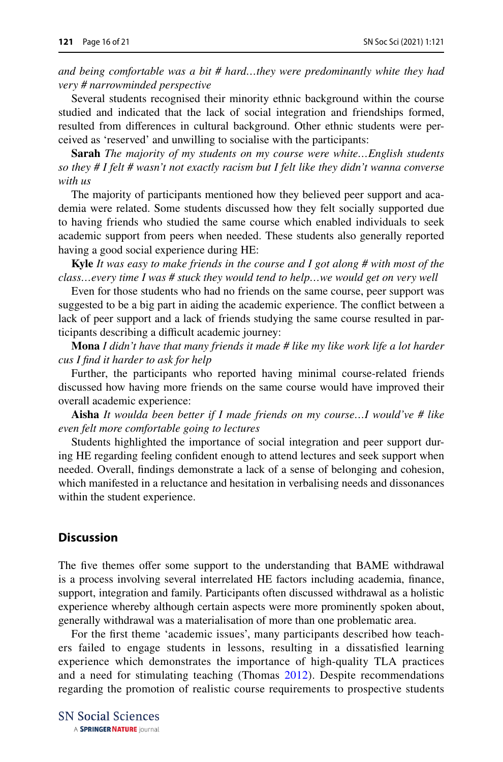*and being comfortable was a bit # hard…they were predominantly white they had very # narrowminded perspective*

Several students recognised their minority ethnic background within the course studied and indicated that the lack of social integration and friendships formed, resulted from differences in cultural background. Other ethnic students were perceived as 'reserved' and unwilling to socialise with the participants:

**Sarah** *The majority of my students on my course were white…English students so they # I felt # wasn't not exactly racism but I felt like they didn't wanna converse with us*

The majority of participants mentioned how they believed peer support and academia were related. Some students discussed how they felt socially supported due to having friends who studied the same course which enabled individuals to seek academic support from peers when needed. These students also generally reported having a good social experience during HE:

**Kyle** *It was easy to make friends in the course and I got along # with most of the class…every time I was # stuck they would tend to help…we would get on very well*

Even for those students who had no friends on the same course, peer support was suggested to be a big part in aiding the academic experience. The conflict between a lack of peer support and a lack of friends studying the same course resulted in participants describing a difficult academic journey:

**Mona** *I didn't have that many friends it made # like my like work life a lot harder cus I find it harder to ask for help*

Further, the participants who reported having minimal course-related friends discussed how having more friends on the same course would have improved their overall academic experience:

**Aisha** *It woulda been better if I made friends on my course…I would've # like even felt more comfortable going to lectures*

Students highlighted the importance of social integration and peer support during HE regarding feeling confident enough to attend lectures and seek support when needed. Overall, findings demonstrate a lack of a sense of belonging and cohesion, which manifested in a reluctance and hesitation in verbalising needs and dissonances within the student experience.

## Discussion

The five themes offer some support to the understanding that BAME withdrawal is a process involving several interrelated HE factors including academia, finance, support, integration and family. Participants often discussed withdrawal as a holistic experience whereby although certain aspects were more prominently spoken about, generally withdrawal was a materialisation of more than one problematic area.

For the first theme 'academic issues', many participants described how teachers failed to engage students in lessons, resulting in a dissatisfied learning experience which demonstrates the importance of high-quality TLA practices and a need for stimulating teaching (Thomas 2012). Despite recommendations regarding the promotion of realistic course requirements to prospective students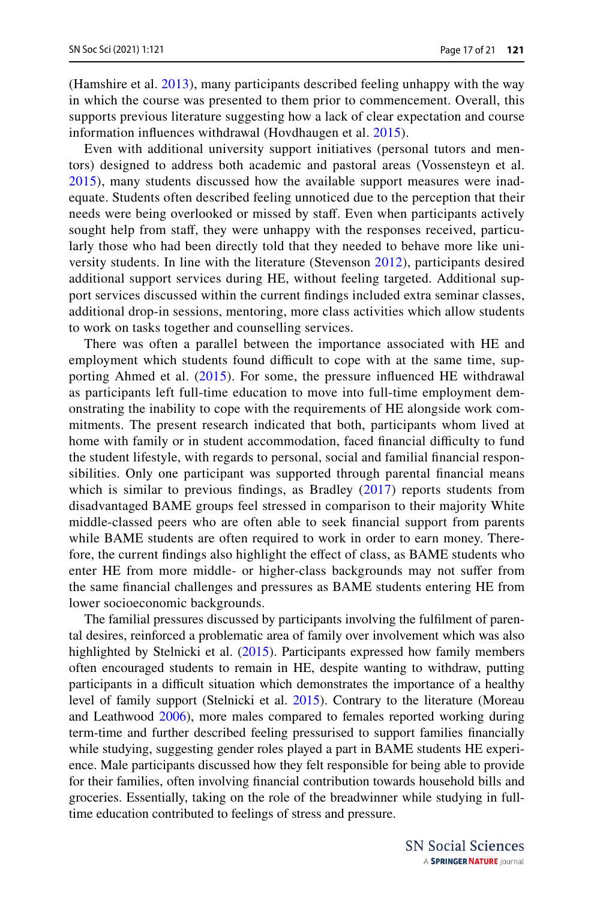(Hamshire et al. 2013), many participants described feeling unhappy with the way in which the course was presented to them prior to commencement. Overall, this supports previous literature suggesting how a lack of clear expectation and course information influences withdrawal (Hovdhaugen et al. 2015).

Even with additional university support initiatives (personal tutors and mentors) designed to address both academic and pastoral areas (Vossensteyn et al. 2015), many students discussed how the available support measures were inadequate. Students often described feeling unnoticed due to the perception that their needs were being overlooked or missed by staff. Even when participants actively sought help from staff, they were unhappy with the responses received, particularly those who had been directly told that they needed to behave more like university students. In line with the literature (Stevenson 2012), participants desired additional support services during HE, without feeling targeted. Additional support services discussed within the current findings included extra seminar classes, additional drop-in sessions, mentoring, more class activities which allow students to work on tasks together and counselling services.

There was often a parallel between the importance associated with HE and employment which students found difficult to cope with at the same time, supporting Ahmed et al. (2015). For some, the pressure influenced HE withdrawal as participants left full-time education to move into full-time employment demonstrating the inability to cope with the requirements of HE alongside work commitments. The present research indicated that both, participants whom lived at home with family or in student accommodation, faced financial difficulty to fund the student lifestyle, with regards to personal, social and familial financial responsibilities. Only one participant was supported through parental financial means which is similar to previous findings, as Bradley (2017) reports students from disadvantaged BAME groups feel stressed in comparison to their majority White middle-classed peers who are often able to seek financial support from parents while BAME students are often required to work in order to earn money. Therefore, the current findings also highlight the effect of class, as BAME students who enter HE from more middle- or higher-class backgrounds may not suffer from the same financial challenges and pressures as BAME students entering HE from lower socioeconomic backgrounds.

The familial pressures discussed by participants involving the fulfilment of parental desires, reinforced a problematic area of family over involvement which was also highlighted by Stelnicki et al. (2015). Participants expressed how family members often encouraged students to remain in HE, despite wanting to withdraw, putting participants in a difficult situation which demonstrates the importance of a healthy level of family support (Stelnicki et al. 2015). Contrary to the literature (Moreau and Leathwood 2006), more males compared to females reported working during term-time and further described feeling pressurised to support families financially while studying, suggesting gender roles played a part in BAME students HE experience. Male participants discussed how they felt responsible for being able to provide for their families, often involving financial contribution towards household bills and groceries. Essentially, taking on the role of the breadwinner while studying in full-time education contributed to feelings of stress and pressure.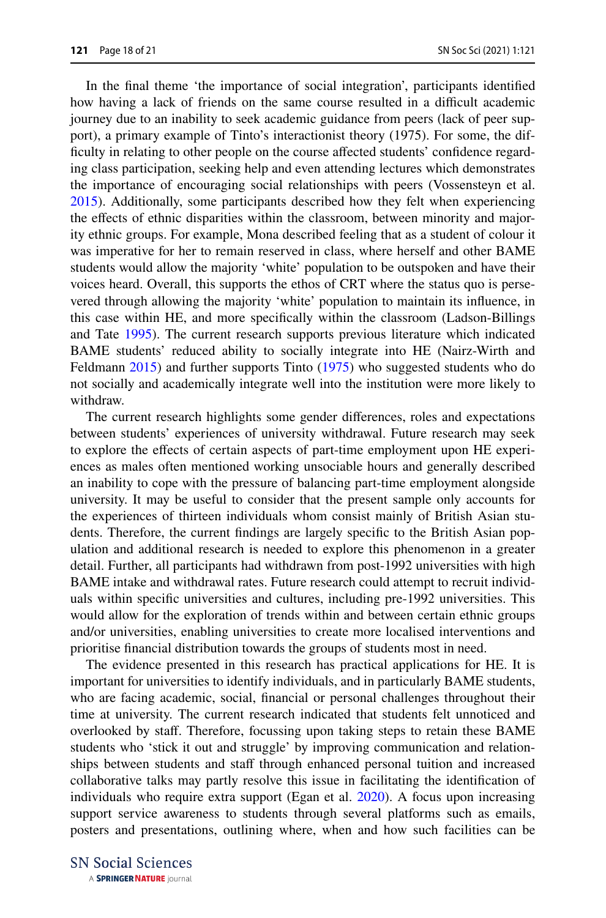In the final theme 'the importance of social integration', participants identified how having a lack of friends on the same course resulted in a difficult academic journey due to an inability to seek academic guidance from peers (lack of peer support), a primary example of Tinto's interactionist theory (1975). For some, the difficulty in relating to other people on the course affected students' confidence regarding class participation, seeking help and even attending lectures which demonstrates the importance of encouraging social relationships with peers (Vossensteyn et al. 2015). Additionally, some participants described how they felt when experiencing the effects of ethnic disparities within the classroom, between minority and majority ethnic groups. For example, Mona described feeling that as a student of colour it was imperative for her to remain reserved in class, where herself and other BAME students would allow the majority 'white' population to be outspoken and have their voices heard. Overall, this supports the ethos of CRT where the status quo is persevered through allowing the majority 'white' population to maintain its influence, in this case within HE, and more specifically within the classroom (Ladson-Billings and Tate 1995). The current research supports previous literature which indicated BAME students' reduced ability to socially integrate into HE (Nairz-Wirth and Feldmann 2015) and further supports Tinto (1975) who suggested students who do not socially and academically integrate well into the institution were more likely to withdraw.

The current research highlights some gender differences, roles and expectations between students' experiences of university withdrawal. Future research may seek to explore the effects of certain aspects of part-time employment upon HE experiences as males often mentioned working unsociable hours and generally described an inability to cope with the pressure of balancing part-time employment alongside university. It may be useful to consider that the present sample only accounts for the experiences of thirteen individuals whom consist mainly of British Asian students. Therefore, the current findings are largely specific to the British Asian population and additional research is needed to explore this phenomenon in a greater detail. Further, all participants had withdrawn from post-1992 universities with high BAME intake and withdrawal rates. Future research could attempt to recruit individuals within specific universities and cultures, including pre-1992 universities. This would allow for the exploration of trends within and between certain ethnic groups and/or universities, enabling universities to create more localised interventions and prioritise financial distribution towards the groups of students most in need.

The evidence presented in this research has practical applications for HE. It is important for universities to identify individuals, and in particularly BAME students, who are facing academic, social, financial or personal challenges throughout their time at university. The current research indicated that students felt unnoticed and overlooked by staff. Therefore, focussing upon taking steps to retain these BAME students who 'stick it out and struggle' by improving communication and relationships between students and staff through enhanced personal tuition and increased collaborative talks may partly resolve this issue in facilitating the identification of individuals who require extra support (Egan et al. 2020). A focus upon increasing support service awareness to students through several platforms such as emails, posters and presentations, outlining where, when and how such facilities can be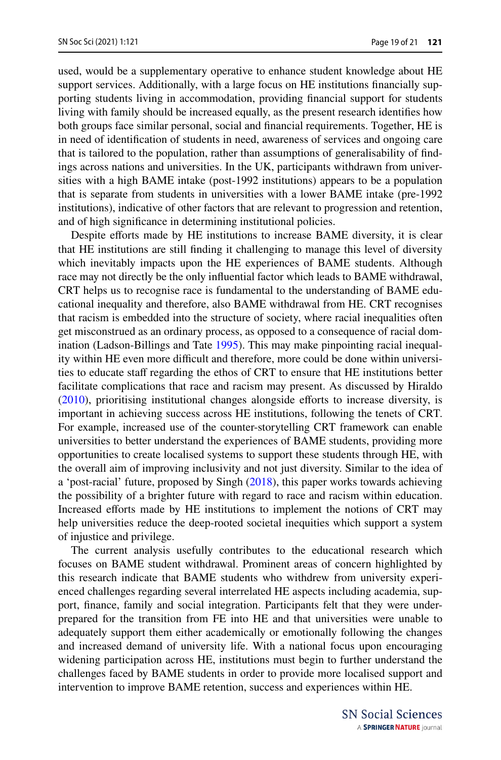used, would be a supplementary operative to enhance student knowledge about HE support services. Additionally, with a large focus on HE institutions financially supporting students living in accommodation, providing financial support for students living with family should be increased equally, as the present research identifies how both groups face similar personal, social and financial requirements. Together, HE is in need of identification of students in need, awareness of services and ongoing care that is tailored to the population, rather than assumptions of generalisability of findings across nations and universities. In the UK, participants withdrawn from universities with a high BAME intake (post-1992 institutions) appears to be a population that is separate from students in universities with a lower BAME intake (pre-1992 institutions), indicative of other factors that are relevant to progression and retention, and of high significance in determining institutional policies.

Despite efforts made by HE institutions to increase BAME diversity, it is clear that HE institutions are still finding it challenging to manage this level of diversity which inevitably impacts upon the HE experiences of BAME students. Although race may not directly be the only influential factor which leads to BAME withdrawal, CRT helps us to recognise race is fundamental to the understanding of BAME educational inequality and therefore, also BAME withdrawal from HE. CRT recognises that racism is embedded into the structure of society, where racial inequalities often get misconstrued as an ordinary process, as opposed to a consequence of racial domination (Ladson-Billings and Tate 1995). This may make pinpointing racial inequality within HE even more difficult and therefore, more could be done within universities to educate staff regarding the ethos of CRT to ensure that HE institutions better facilitate complications that race and racism may present. As discussed by Hiraldo (2010), prioritising institutional changes alongside efforts to increase diversity, is important in achieving success across HE institutions, following the tenets of CRT. For example, increased use of the counter-storytelling CRT framework can enable universities to better understand the experiences of BAME students, providing more opportunities to create localised systems to support these students through HE, with the overall aim of improving inclusivity and not just diversity. Similar to the idea of a 'post-racial' future, proposed by Singh (2018), this paper works towards achieving the possibility of a brighter future with regard to race and racism within education. Increased efforts made by HE institutions to implement the notions of CRT may help universities reduce the deep-rooted societal inequities which support a system of injustice and privilege.

The current analysis usefully contributes to the educational research which focuses on BAME student withdrawal. Prominent areas of concern highlighted by this research indicate that BAME students who withdrew from university experienced challenges regarding several interrelated HE aspects including academia, support, finance, family and social integration. Participants felt that they were underprepared for the transition from FE into HE and that universities were unable to adequately support them either academically or emotionally following the changes and increased demand of university life. With a national focus upon encouraging widening participation across HE, institutions must begin to further understand the challenges faced by BAME students in order to provide more localised support and intervention to improve BAME retention, success and experiences within HE.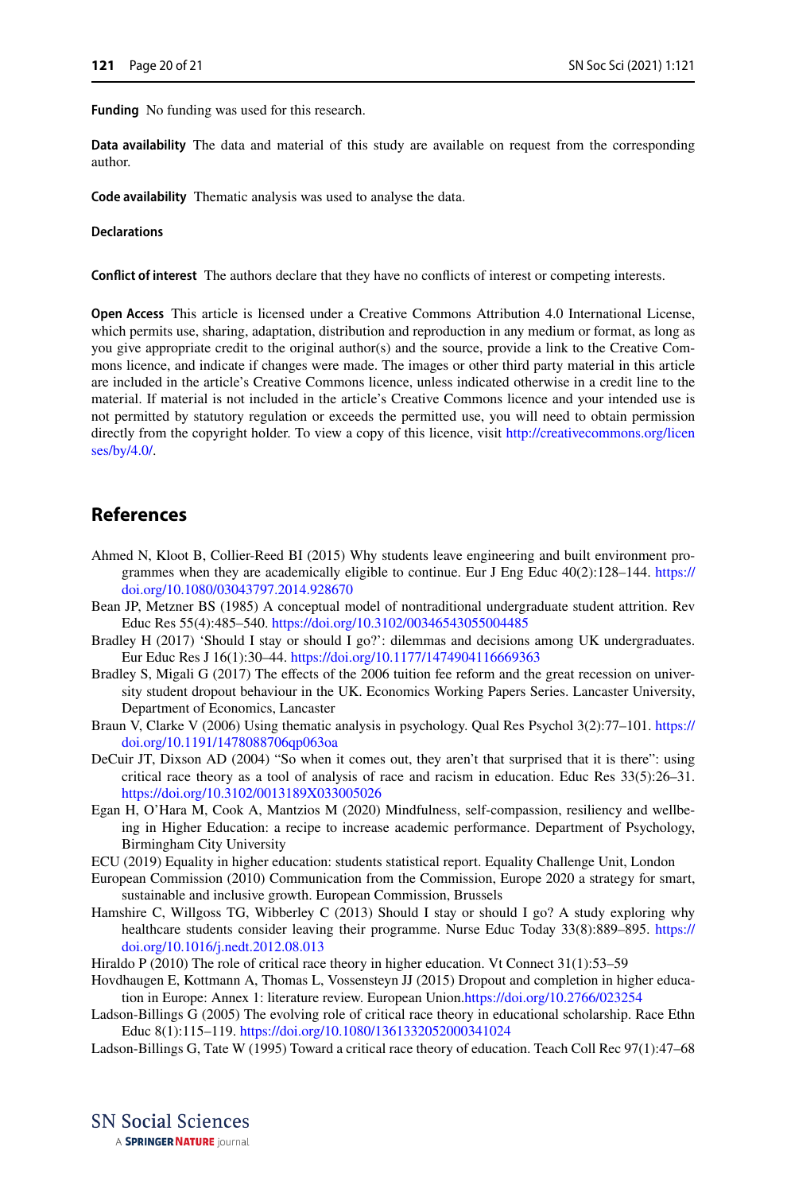**Funding** No funding was used for this research.

**Data availability** The data and material of this study are available on request from the corresponding author.

**Code availability** Thematic analysis was used to analyse the data.

**Declarations**

**Conflict of interest** The authors declare that they have no conflicts of interest or competing interests.

**Open Access** This article is licensed under a Creative Commons Attribution 4.0 International License, which permits use, sharing, adaptation, distribution and reproduction in any medium or format, as long as you give appropriate credit to the original author(s) and the source, provide a link to the Creative Commons licence, and indicate if changes were made. The images or other third party material in this article are included in the article's Creative Commons licence, unless indicated otherwise in a credit line to the material. If material is not included in the article's Creative Commons licence and your intended use is not permitted by statutory regulation or exceeds the permitted use, you will need to obtain permission directly from the copyright holder. To view a copy of this licence, visit http://creativecommons.org/licenses/by/4.0/.

## References

Ahmed N, Kloot B, Collier-Reed BI (2015) Why students leave engineering and built environment programmes when they are academically eligible to continue. Eur J Eng Educ 40(2):128–144. https://doi.org/10.1080/03043797.2014.928670

Bean JP, Metzner BS (1985) A conceptual model of nontraditional undergraduate student attrition. Rev Educ Res 55(4):485–540. https://doi.org/10.3102/00346543055004485

Bradley H (2017) 'Should I stay or should I go?': dilemmas and decisions among UK undergraduates. Eur Educ Res J 16(1):30–44. https://doi.org/10.1177/1474904116669363

Bradley S, Migali G (2017) The effects of the 2006 tuition fee reform and the great recession on university student dropout behaviour in the UK. Economics Working Papers Series. Lancaster University, Department of Economics, Lancaster

Braun V, Clarke V (2006) Using thematic analysis in psychology. Qual Res Psychol 3(2):77–101. https://doi.org/10.1191/1478088706qp063oa

DeCuir JT, Dixson AD (2004) "So when it comes out, they aren't that surprised that it is there": using critical race theory as a tool of analysis of race and racism in education. Educ Res 33(5):26–31. https://doi.org/10.3102/0013189X033005026

Egan H, O'Hara M, Cook A, Mantzios M (2020) Mindfulness, self-compassion, resiliency and wellbeing in Higher Education: a recipe to increase academic performance. Department of Psychology, Birmingham City University

ECU (2019) Equality in higher education: students statistical report. Equality Challenge Unit, London

European Commission (2010) Communication from the Commission, Europe 2020 a strategy for smart, sustainable and inclusive growth. European Commission, Brussels

Hamshire C, Willgoss TG, Wibberley C (2013) Should I stay or should I go? A study exploring why healthcare students consider leaving their programme. Nurse Educ Today 33(8):889–895. https://doi.org/10.1016/j.nedt.2012.08.013

Hiraldo P (2010) The role of critical race theory in higher education. Vt Connect 31(1):53–59

Hovdhaugen E, Kottmann A, Thomas L, Vossensteyn JJ (2015) Dropout and completion in higher education in Europe: Annex 1: literature review. European Union.https://doi.org/10.2766/023254

Ladson-Billings G (2005) The evolving role of critical race theory in educational scholarship. Race Ethn Educ 8(1):115–119. https://doi.org/10.1080/1361332052000341024

Ladson-Billings G, Tate W (1995) Toward a critical race theory of education. Teach Coll Rec 97(1):47–68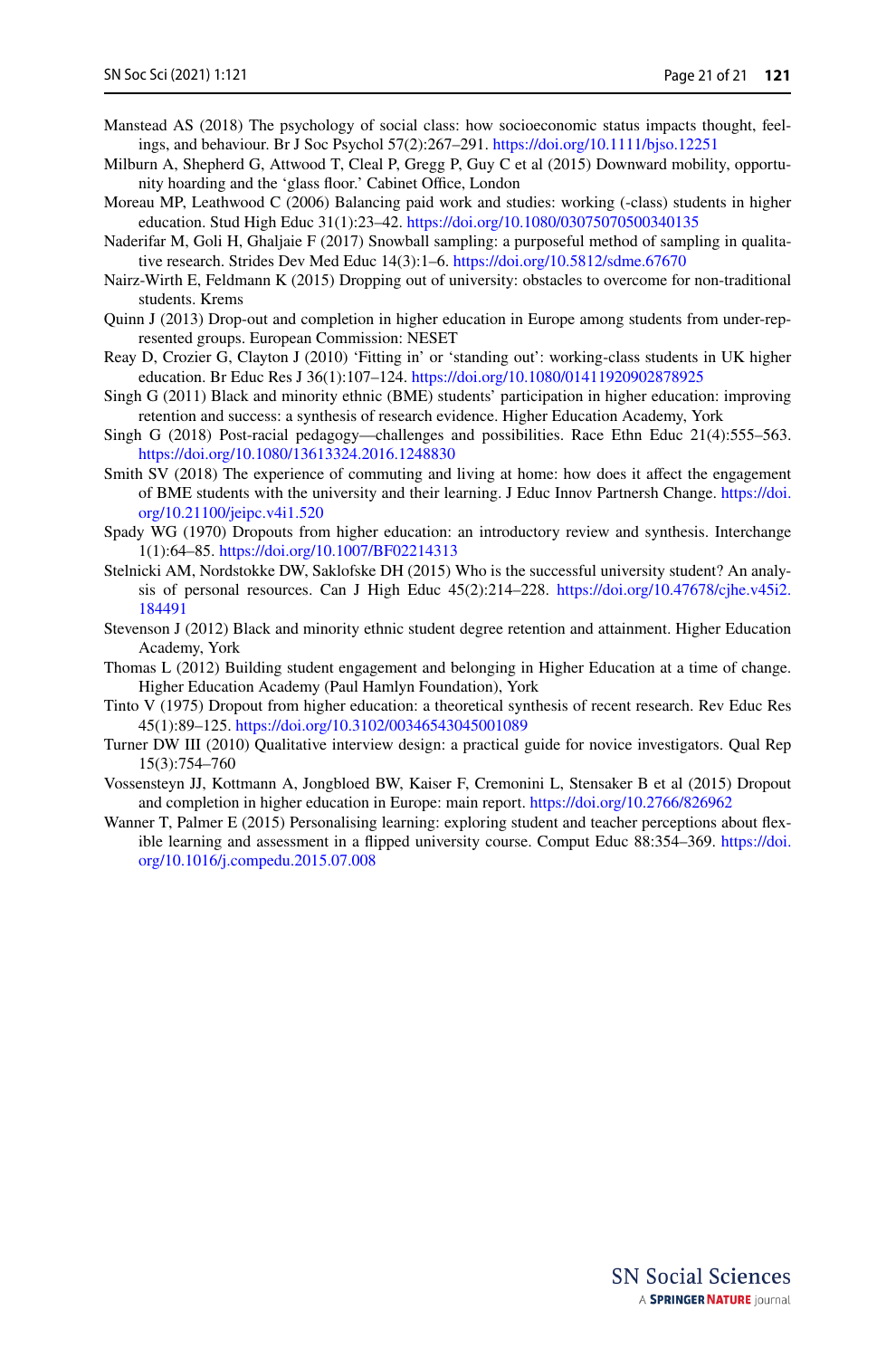Manstead AS (2018) The psychology of social class: how socioeconomic status impacts thought, feelings, and behaviour. Br J Soc Psychol 57(2):267–291. https://doi.org/10.1111/bjso.12251

Milburn A, Shepherd G, Attwood T, Cleal P, Gregg P, Guy C et al (2015) Downward mobility, opportunity hoarding and the 'glass floor.' Cabinet Office, London

Moreau MP, Leathwood C (2006) Balancing paid work and studies: working (-class) students in higher education. Stud High Educ 31(1):23–42. https://doi.org/10.1080/03075070500340135

Naderifar M, Goli H, Ghaljaie F (2017) Snowball sampling: a purposeful method of sampling in qualitative research. Strides Dev Med Educ 14(3):1–6. https://doi.org/10.5812/sdme.67670

Nairz-Wirth E, Feldmann K (2015) Dropping out of university: obstacles to overcome for non-traditional students. Krems

Quinn J (2013) Drop-out and completion in higher education in Europe among students from under-represented groups. European Commission: NESET

Reay D, Crozier G, Clayton J (2010) 'Fitting in' or 'standing out': working-class students in UK higher education. Br Educ Res J 36(1):107–124. https://doi.org/10.1080/01411920902878925

Singh G (2011) Black and minority ethnic (BME) students' participation in higher education: improving retention and success: a synthesis of research evidence. Higher Education Academy, York

Singh G (2018) Post-racial pedagogy—challenges and possibilities. Race Ethn Educ 21(4):555–563. https://doi.org/10.1080/13613324.2016.1248830

Smith SV (2018) The experience of commuting and living at home: how does it affect the engagement of BME students with the university and their learning. J Educ Innov Partnersh Change. https://doi.org/10.21100/jeipc.v4i1.520

Spady WG (1970) Dropouts from higher education: an introductory review and synthesis. Interchange 1(1):64–85. https://doi.org/10.1007/BF02214313

Stelnicki AM, Nordstokke DW, Saklofske DH (2015) Who is the successful university student? An analysis of personal resources. Can J High Educ 45(2):214–228. https://doi.org/10.47678/cjhe.v45i2.184491

Stevenson J (2012) Black and minority ethnic student degree retention and attainment. Higher Education Academy, York

Thomas L (2012) Building student engagement and belonging in Higher Education at a time of change. Higher Education Academy (Paul Hamlyn Foundation), York

Tinto V (1975) Dropout from higher education: a theoretical synthesis of recent research. Rev Educ Res 45(1):89–125. https://doi.org/10.3102/00346543045001089

Turner DW III (2010) Qualitative interview design: a practical guide for novice investigators. Qual Rep 15(3):754–760

Vossensteyn JJ, Kottmann A, Jongbloed BW, Kaiser F, Cremonini L, Stensaker B et al (2015) Dropout and completion in higher education in Europe: main report. https://doi.org/10.2766/826962

Wanner T, Palmer E (2015) Personalising learning: exploring student and teacher perceptions about flexible learning and assessment in a flipped university course. Comput Educ 88:354–369. https://doi.org/10.1016/j.compedu.2015.07.008